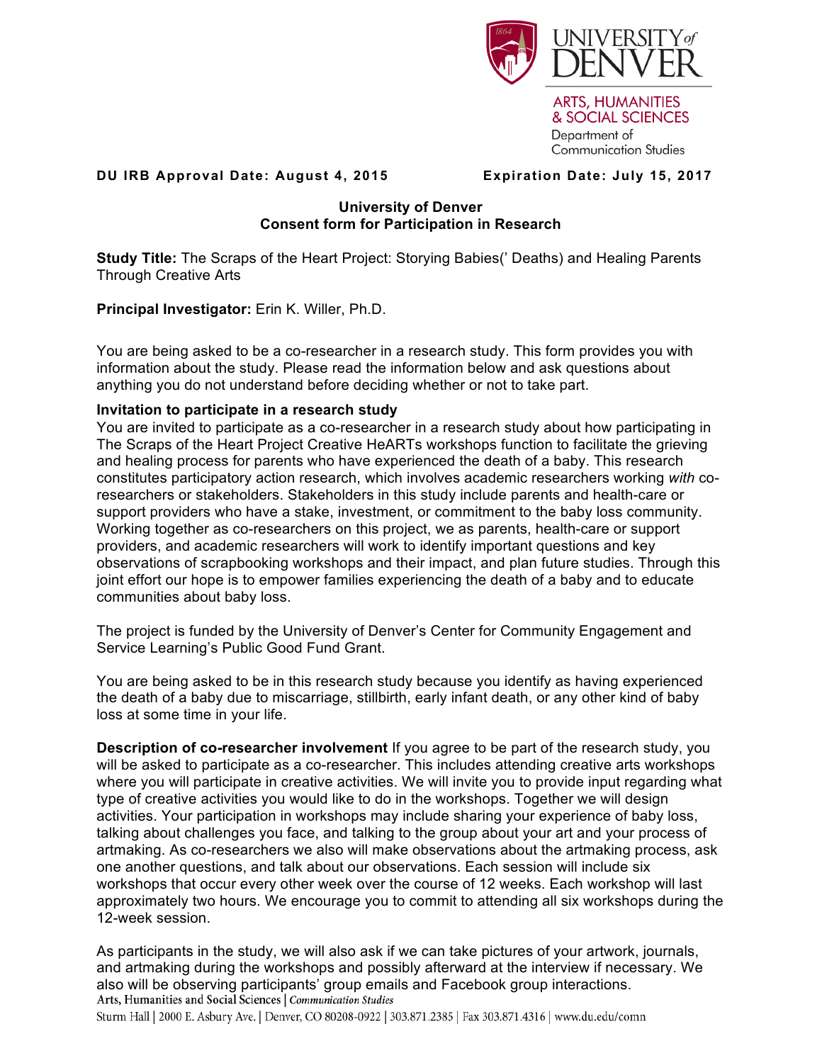**DU IRB Approval Date: August 4, 2015** **Expiration Date: July 15, 2017**

## University of Denver
## Consent form for Participation in Research

**Study Title:** The Scraps of the Heart Project: Storying Babies(' Deaths) and Healing Parents Through Creative Arts

**Principal Investigator:** Erin K. Willer, Ph.D.

You are being asked to be a co-researcher in a research study. This form provides you with information about the study. Please read the information below and ask questions about anything you do not understand before deciding whether or not to take part.

**Invitation to participate in a research study**
You are invited to participate as a co-researcher in a research study about how participating in The Scraps of the Heart Project Creative HeARTs workshops function to facilitate the grieving and healing process for parents who have experienced the death of a baby. This research constitutes participatory action research, which involves academic researchers working *with* co-researchers or stakeholders. Stakeholders in this study include parents and health-care or support providers who have a stake, investment, or commitment to the baby loss community. Working together as co-researchers on this project, we as parents, health-care or support providers, and academic researchers will work to identify important questions and key observations of scrapbooking workshops and their impact, and plan future studies. Through this joint effort our hope is to empower families experiencing the death of a baby and to educate communities about baby loss.

The project is funded by the University of Denver's Center for Community Engagement and Service Learning's Public Good Fund Grant.

You are being asked to be in this research study because you identify as having experienced the death of a baby due to miscarriage, stillbirth, early infant death, or any other kind of baby loss at some time in your life.

**Description of co-researcher involvement** If you agree to be part of the research study, you will be asked to participate as a co-researcher. This includes attending creative arts workshops where you will participate in creative activities. We will invite you to provide input regarding what type of creative activities you would like to do in the workshops. Together we will design activities. Your participation in workshops may include sharing your experience of baby loss, talking about challenges you face, and talking to the group about your art and your process of artmaking. As co-researchers we also will make observations about the artmaking process, ask one another questions, and talk about our observations. Each session will include six workshops that occur every other week over the course of 12 weeks. Each workshop will last approximately two hours. We encourage you to commit to attending all six workshops during the 12-week session.

As participants in the study, we will also ask if we can take pictures of your artwork, journals, and artmaking during the workshops and possibly afterward at the interview if necessary. We also will be observing participants' group emails and Facebook group interactions.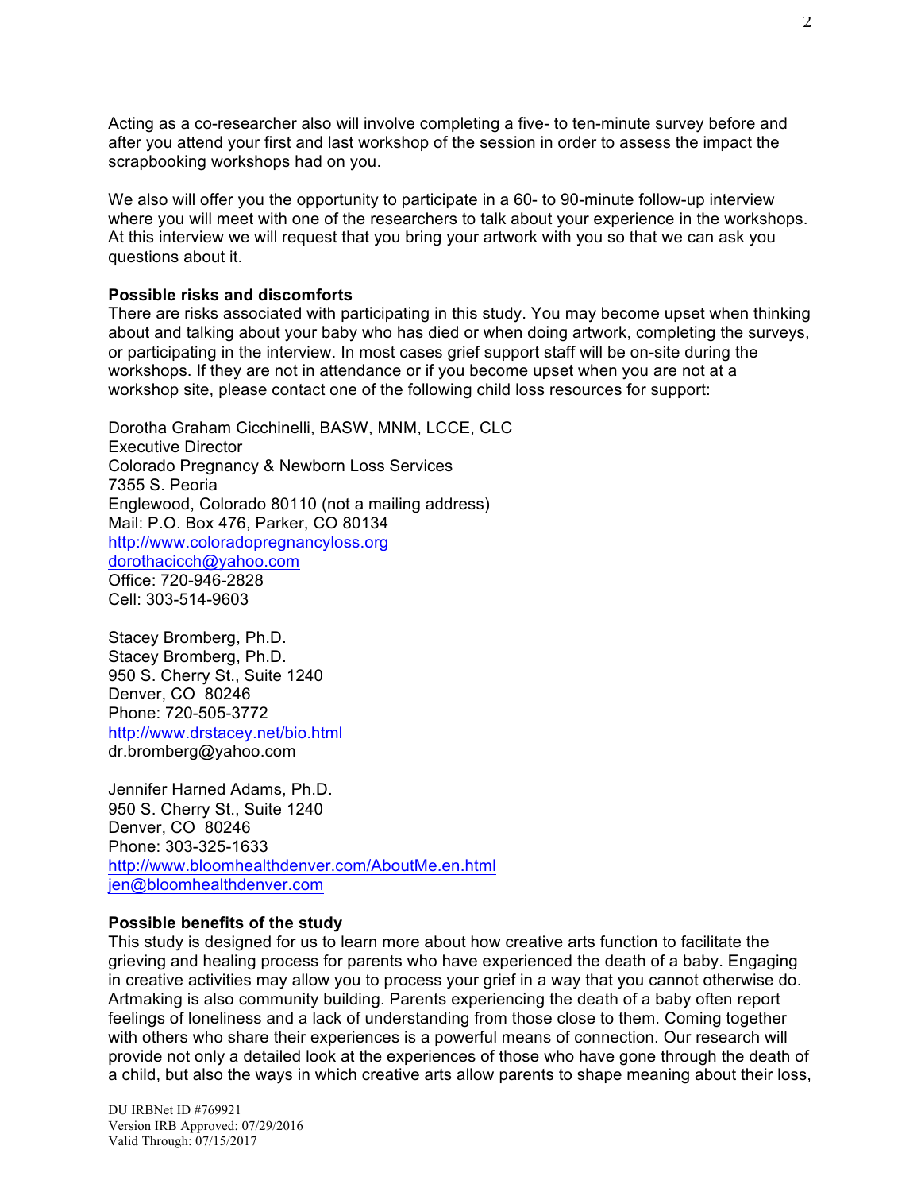Acting as a co-researcher also will involve completing a five- to ten-minute survey before and after you attend your first and last workshop of the session in order to assess the impact the scrapbooking workshops had on you.

We also will offer you the opportunity to participate in a 60- to 90-minute follow-up interview where you will meet with one of the researchers to talk about your experience in the workshops. At this interview we will request that you bring your artwork with you so that we can ask you questions about it.

**Possible risks and discomforts**
There are risks associated with participating in this study. You may become upset when thinking about and talking about your baby who has died or when doing artwork, completing the surveys, or participating in the interview. In most cases grief support staff will be on-site during the workshops. If they are not in attendance or if you become upset when you are not at a workshop site, please contact one of the following child loss resources for support:

Dorotha Graham Cicchinelli, BASW, MNM, LCCE, CLC
Executive Director
Colorado Pregnancy & Newborn Loss Services
7355 S. Peoria
Englewood, Colorado 80110 (not a mailing address)
Mail: P.O. Box 476, Parker, CO 80134
http://www.coloradopregnancyloss.org
dorothacicch@yahoo.com
Office: 720-946-2828
Cell: 303-514-9603

Stacey Bromberg, Ph.D.
Stacey Bromberg, Ph.D.
950 S. Cherry St., Suite 1240
Denver, CO 80246
Phone: 720-505-3772
http://www.drstacey.net/bio.html
dr.bromberg@yahoo.com

Jennifer Harned Adams, Ph.D.
950 S. Cherry St., Suite 1240
Denver, CO 80246
Phone: 303-325-1633
http://www.bloomhealthdenver.com/AboutMe.en.html
jen@bloomhealthdenver.com

**Possible benefits of the study**
This study is designed for us to learn more about how creative arts function to facilitate the grieving and healing process for parents who have experienced the death of a baby. Engaging in creative activities may allow you to process your grief in a way that you cannot otherwise do. Artmaking is also community building. Parents experiencing the death of a baby often report feelings of loneliness and a lack of understanding from those close to them. Coming together with others who share their experiences is a powerful means of connection. Our research will provide not only a detailed look at the experiences of those who have gone through the death of a child, but also the ways in which creative arts allow parents to shape meaning about their loss,

DU IRBNet ID #769921
Version IRB Approved: 07/29/2016
Valid Through: 07/15/2017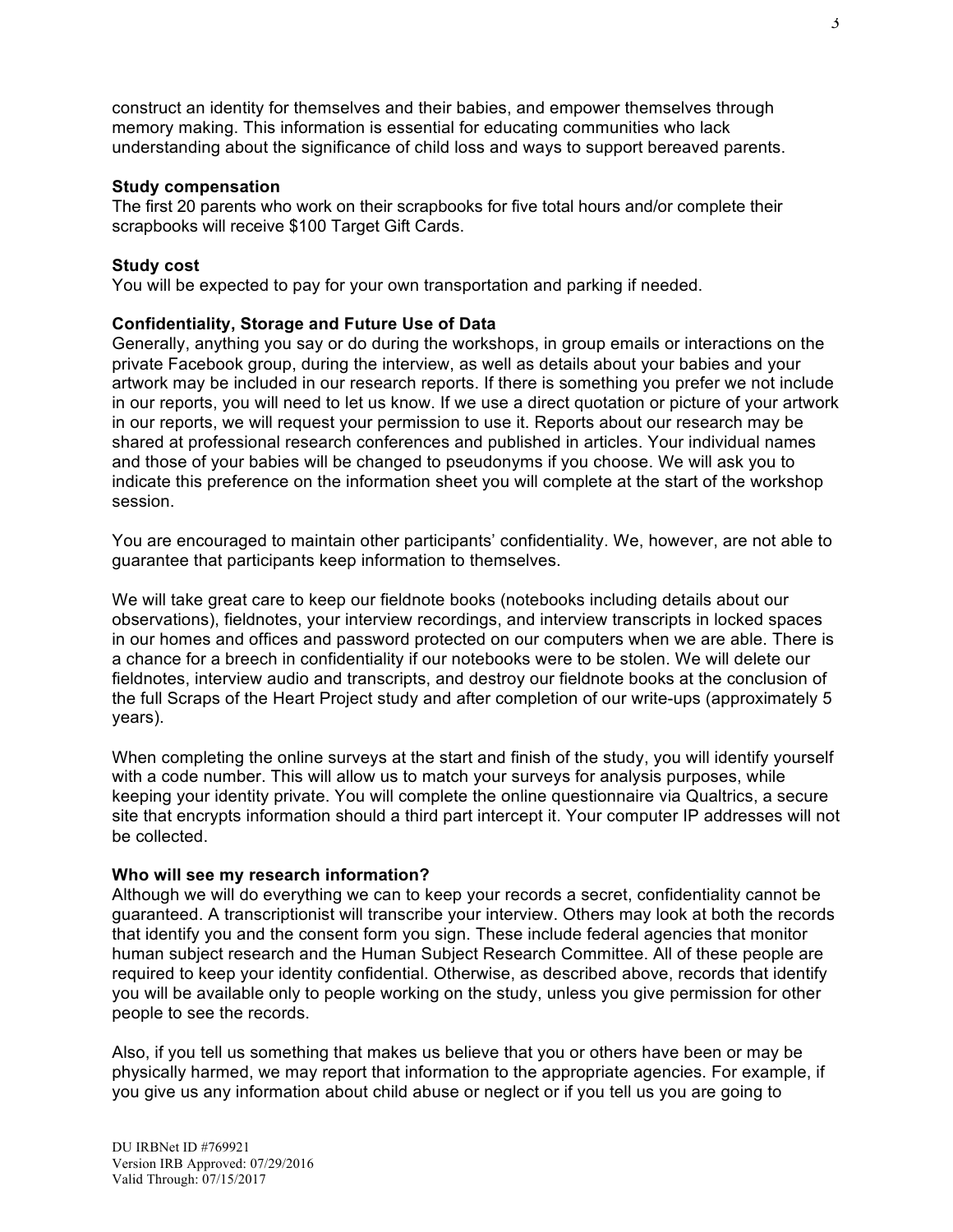construct an identity for themselves and their babies, and empower themselves through memory making. This information is essential for educating communities who lack understanding about the significance of child loss and ways to support bereaved parents.

**Study compensation**
The first 20 parents who work on their scrapbooks for five total hours and/or complete their scrapbooks will receive $100 Target Gift Cards.

**Study cost**
You will be expected to pay for your own transportation and parking if needed.

**Confidentiality, Storage and Future Use of Data**
Generally, anything you say or do during the workshops, in group emails or interactions on the private Facebook group, during the interview, as well as details about your babies and your artwork may be included in our research reports. If there is something you prefer we not include in our reports, you will need to let us know. If we use a direct quotation or picture of your artwork in our reports, we will request your permission to use it. Reports about our research may be shared at professional research conferences and published in articles. Your individual names and those of your babies will be changed to pseudonyms if you choose. We will ask you to indicate this preference on the information sheet you will complete at the start of the workshop session.

You are encouraged to maintain other participants' confidentiality. We, however, are not able to guarantee that participants keep information to themselves.

We will take great care to keep our fieldnote books (notebooks including details about our observations), fieldnotes, your interview recordings, and interview transcripts in locked spaces in our homes and offices and password protected on our computers when we are able. There is a chance for a breech in confidentiality if our notebooks were to be stolen. We will delete our fieldnotes, interview audio and transcripts, and destroy our fieldnote books at the conclusion of the full Scraps of the Heart Project study and after completion of our write-ups (approximately 5 years).

When completing the online surveys at the start and finish of the study, you will identify yourself with a code number. This will allow us to match your surveys for analysis purposes, while keeping your identity private. You will complete the online questionnaire via Qualtrics, a secure site that encrypts information should a third part intercept it. Your computer IP addresses will not be collected.

**Who will see my research information?**
Although we will do everything we can to keep your records a secret, confidentiality cannot be guaranteed. A transcriptionist will transcribe your interview. Others may look at both the records that identify you and the consent form you sign. These include federal agencies that monitor human subject research and the Human Subject Research Committee. All of these people are required to keep your identity confidential. Otherwise, as described above, records that identify you will be available only to people working on the study, unless you give permission for other people to see the records.

Also, if you tell us something that makes us believe that you or others have been or may be physically harmed, we may report that information to the appropriate agencies. For example, if you give us any information about child abuse or neglect or if you tell us you are going to

DU IRBNet ID #769921
Version IRB Approved: 07/29/2016
Valid Through: 07/15/2017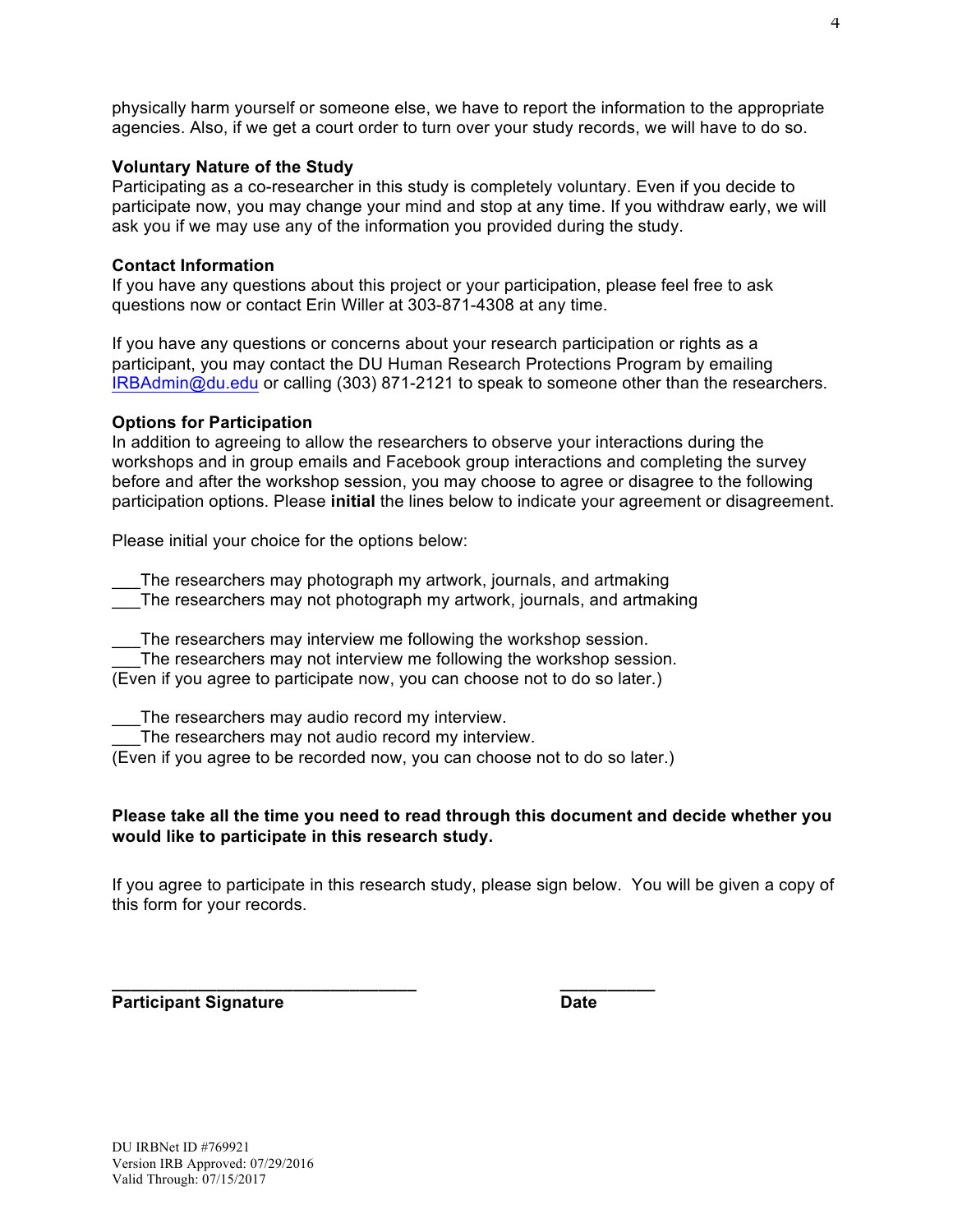physically harm yourself or someone else, we have to report the information to the appropriate agencies. Also, if we get a court order to turn over your study records, we will have to do so.

**Voluntary Nature of the Study**
Participating as a co-researcher in this study is completely voluntary. Even if you decide to participate now, you may change your mind and stop at any time. If you withdraw early, we will ask you if we may use any of the information you provided during the study.

**Contact Information**
If you have any questions about this project or your participation, please feel free to ask questions now or contact Erin Willer at 303-871-4308 at any time.

If you have any questions or concerns about your research participation or rights as a participant, you may contact the DU Human Research Protections Program by emailing IRBAdmin@du.edu or calling (303) 871-2121 to speak to someone other than the researchers.

**Options for Participation**
In addition to agreeing to allow the researchers to observe your interactions during the workshops and in group emails and Facebook group interactions and completing the survey before and after the workshop session, you may choose to agree or disagree to the following participation options. Please **initial** the lines below to indicate your agreement or disagreement.

Please initial your choice for the options below:

___The researchers may photograph my artwork, journals, and artmaking
___The researchers may not photograph my artwork, journals, and artmaking

___The researchers may interview me following the workshop session.
___The researchers may not interview me following the workshop session.
(Even if you agree to participate now, you can choose not to do so later.)

___The researchers may audio record my interview.
___The researchers may not audio record my interview.
(Even if you agree to be recorded now, you can choose not to do so later.)

**Please take all the time you need to read through this document and decide whether you would like to participate in this research study.**

If you agree to participate in this research study, please sign below. You will be given a copy of this form for your records.

________________________________ __________
**Participant Signature** **Date**

DU IRBNet ID #769921
Version IRB Approved: 07/29/2016
Valid Through: 07/15/2017